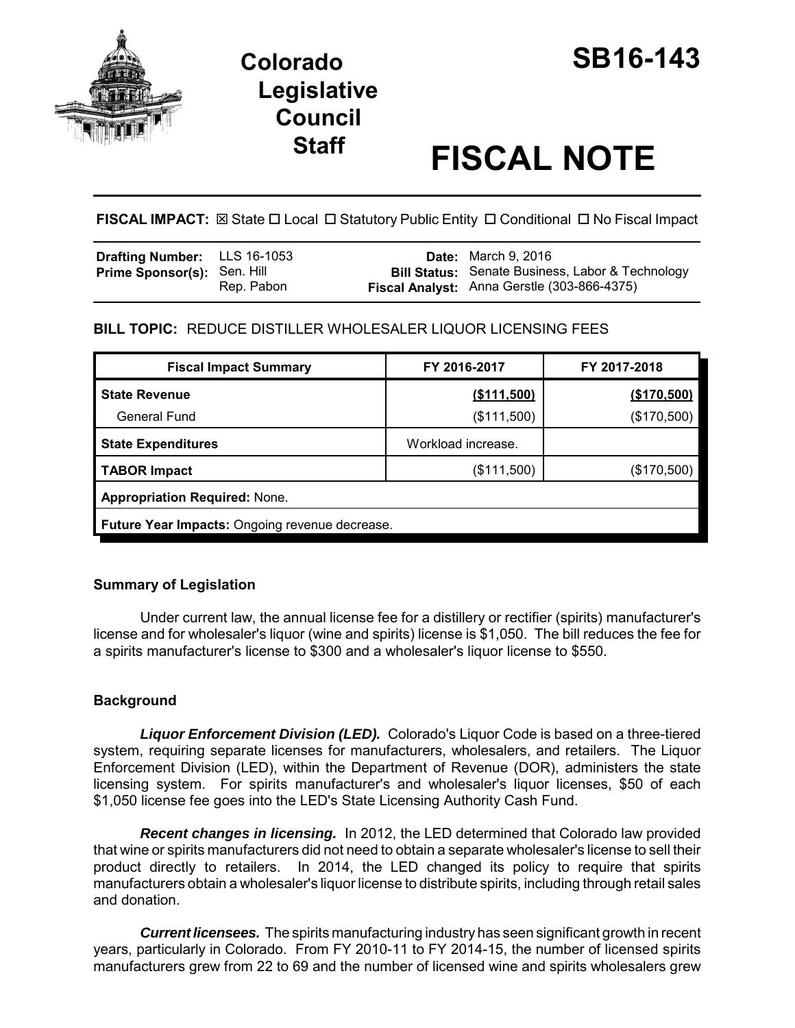# Colorado Legislative Council Staff

# SB16-143

# FISCAL NOTE

**FISCAL IMPACT:** ☒ State ☐ Local ☐ Statutory Public Entity ☐ Conditional ☐ No Fiscal Impact

| | | | |
|---|---|---|---|
| **Drafting Number:** | LLS 16-1053 | **Date:** | March 9, 2016 |
| **Prime Sponsor(s):** | Sen. Hill<br>Rep. Pabon | **Bill Status:** | Senate Business, Labor & Technology |
| | | **Fiscal Analyst:** | Anna Gerstle (303-866-4375) |

**BILL TOPIC:** REDUCE DISTILLER WHOLESALER LIQUOR LICENSING FEES

| Fiscal Impact Summary | FY 2016-2017 | FY 2017-2018 |
|---|---|---|
| **State Revenue** | **($111,500)** | **($170,500)** |
| General Fund | ($111,500) | ($170,500) |
| **State Expenditures** | Workload increase. | |
| **TABOR Impact** | ($111,500) | ($170,500) |
| **Appropriation Required:** None. | | |
| **Future Year Impacts:** Ongoing revenue decrease. | | |

## Summary of Legislation

Under current law, the annual license fee for a distillery or rectifier (spirits) manufacturer's license and for wholesaler's liquor (wine and spirits) license is $1,050. The bill reduces the fee for a spirits manufacturer's license to $300 and a wholesaler's liquor license to $550.

## Background

***Liquor Enforcement Division (LED).*** Colorado's Liquor Code is based on a three-tiered system, requiring separate licenses for manufacturers, wholesalers, and retailers. The Liquor Enforcement Division (LED), within the Department of Revenue (DOR), administers the state licensing system. For spirits manufacturer's and wholesaler's liquor licenses, $50 of each $1,050 license fee goes into the LED's State Licensing Authority Cash Fund.

***Recent changes in licensing.*** In 2012, the LED determined that Colorado law provided that wine or spirits manufacturers did not need to obtain a separate wholesaler's license to sell their product directly to retailers. In 2014, the LED changed its policy to require that spirits manufacturers obtain a wholesaler's liquor license to distribute spirits, including through retail sales and donation.

***Current licensees.*** The spirits manufacturing industry has seen significant growth in recent years, particularly in Colorado. From FY 2010-11 to FY 2014-15, the number of licensed spirits manufacturers grew from 22 to 69 and the number of licensed wine and spirits wholesalers grew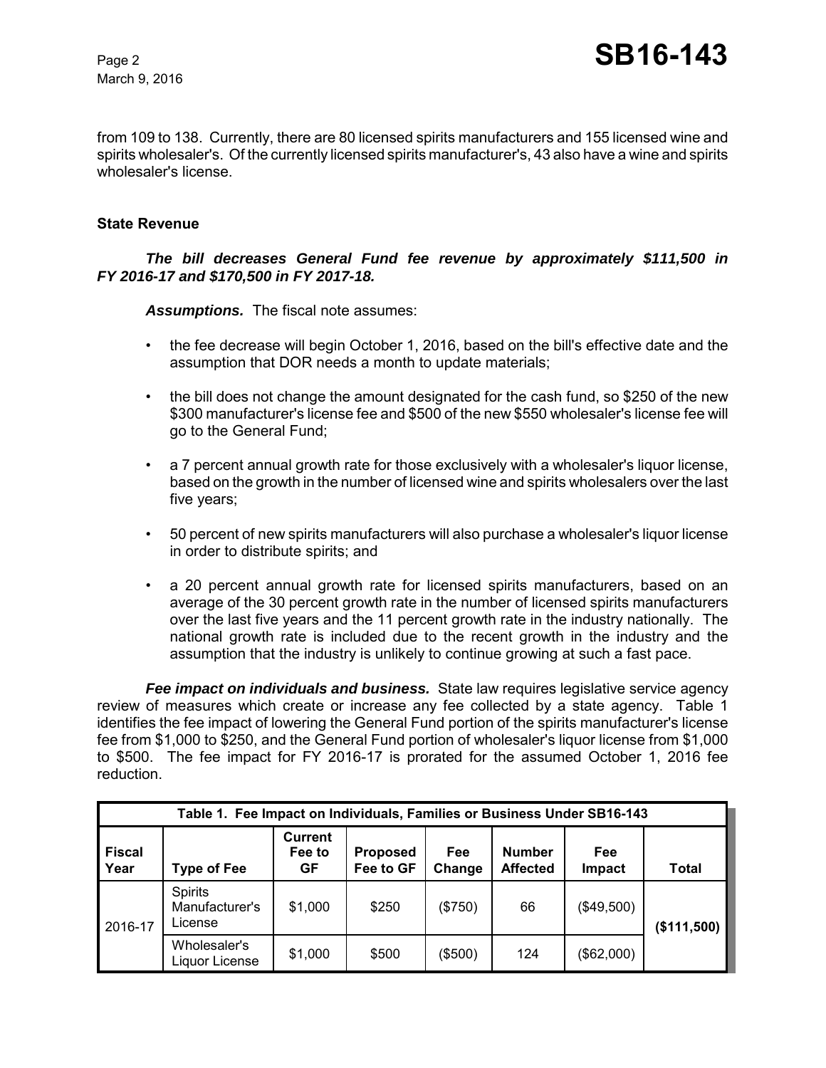from 109 to 138. Currently, there are 80 licensed spirits manufacturers and 155 licensed wine and spirits wholesaler's. Of the currently licensed spirits manufacturer's, 43 also have a wine and spirits wholesaler's license.

### State Revenue

***The bill decreases General Fund fee revenue by approximately $111,500 in FY 2016-17 and $170,500 in FY 2017-18.***

***Assumptions.*** The fiscal note assumes:

- the fee decrease will begin October 1, 2016, based on the bill's effective date and the assumption that DOR needs a month to update materials;
- the bill does not change the amount designated for the cash fund, so $250 of the new $300 manufacturer's license fee and $500 of the new $550 wholesaler's license fee will go to the General Fund;
- a 7 percent annual growth rate for those exclusively with a wholesaler's liquor license, based on the growth in the number of licensed wine and spirits wholesalers over the last five years;
- 50 percent of new spirits manufacturers will also purchase a wholesaler's liquor license in order to distribute spirits; and
- a 20 percent annual growth rate for licensed spirits manufacturers, based on an average of the 30 percent growth rate in the number of licensed spirits manufacturers over the last five years and the 11 percent growth rate in the industry nationally. The national growth rate is included due to the recent growth in the industry and the assumption that the industry is unlikely to continue growing at such a fast pace.

***Fee impact on individuals and business.*** State law requires legislative service agency review of measures which create or increase any fee collected by a state agency. Table 1 identifies the fee impact of lowering the General Fund portion of the spirits manufacturer's license fee from $1,000 to $250, and the General Fund portion of wholesaler's liquor license from $1,000 to $500. The fee impact for FY 2016-17 is prorated for the assumed October 1, 2016 fee reduction.

**Table 1. Fee Impact on Individuals, Families or Business Under SB16-143**

| Fiscal Year | Type of Fee | Current Fee to GF | Proposed Fee to GF | Fee Change | Number Affected | Fee Impact | Total |
|---|---|---|---|---|---|---|---|
| 2016-17 | Spirits Manufacturer's License | $1,000 | $250 | ($750) | 66 | ($49,500) | **($111,500)** |
| | Wholesaler's Liquor License | $1,000 | $500 | ($500) | 124 | ($62,000) | |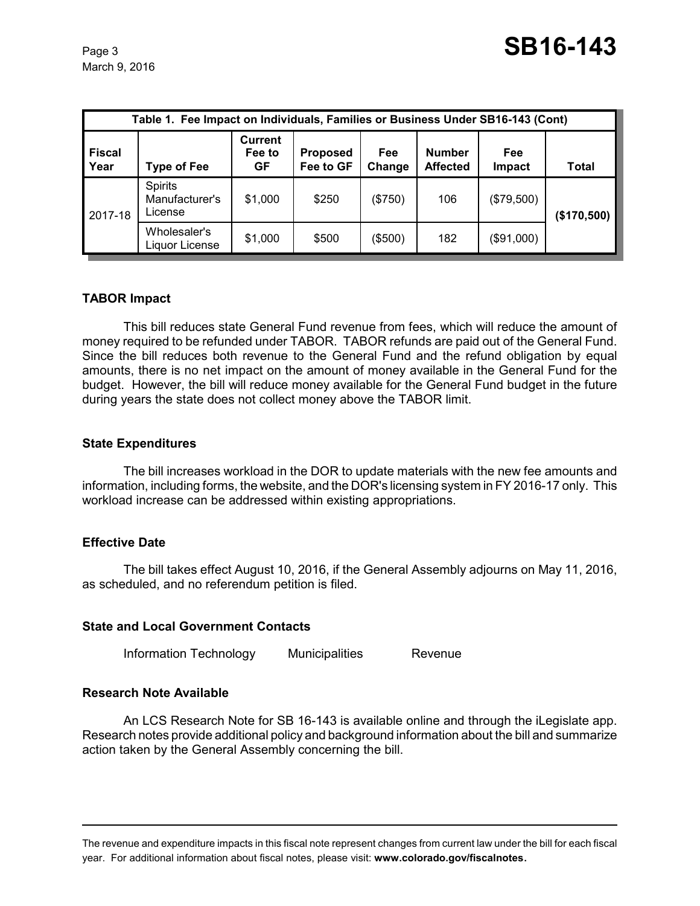| Table 1. Fee Impact on Individuals, Families or Business Under SB16-143 (Cont) | | | | | | | |
|---|---|---|---|---|---|---|---|
| **Fiscal Year** | **Type of Fee** | **Current Fee to GF** | **Proposed Fee to GF** | **Fee Change** | **Number Affected** | **Fee Impact** | **Total** |
| 2017-18 | Spirits Manufacturer's License | $1,000 | $250 | ($750) | 106 | ($79,500) | **($170,500)** |
| | Wholesaler's Liquor License | $1,000 | $500 | ($500) | 182 | ($91,000) | |

### TABOR Impact

This bill reduces state General Fund revenue from fees, which will reduce the amount of money required to be refunded under TABOR. TABOR refunds are paid out of the General Fund. Since the bill reduces both revenue to the General Fund and the refund obligation by equal amounts, there is no net impact on the amount of money available in the General Fund for the budget. However, the bill will reduce money available for the General Fund budget in the future during years the state does not collect money above the TABOR limit.

### State Expenditures

The bill increases workload in the DOR to update materials with the new fee amounts and information, including forms, the website, and the DOR's licensing system in FY 2016-17 only. This workload increase can be addressed within existing appropriations.

### Effective Date

The bill takes effect August 10, 2016, if the General Assembly adjourns on May 11, 2016, as scheduled, and no referendum petition is filed.

### State and Local Government Contacts

Information Technology    Municipalities    Revenue

### Research Note Available

An LCS Research Note for SB 16-143 is available online and through the iLegislate app. Research notes provide additional policy and background information about the bill and summarize action taken by the General Assembly concerning the bill.

The revenue and expenditure impacts in this fiscal note represent changes from current law under the bill for each fiscal year. For additional information about fiscal notes, please visit: **www.colorado.gov/fiscalnotes.**